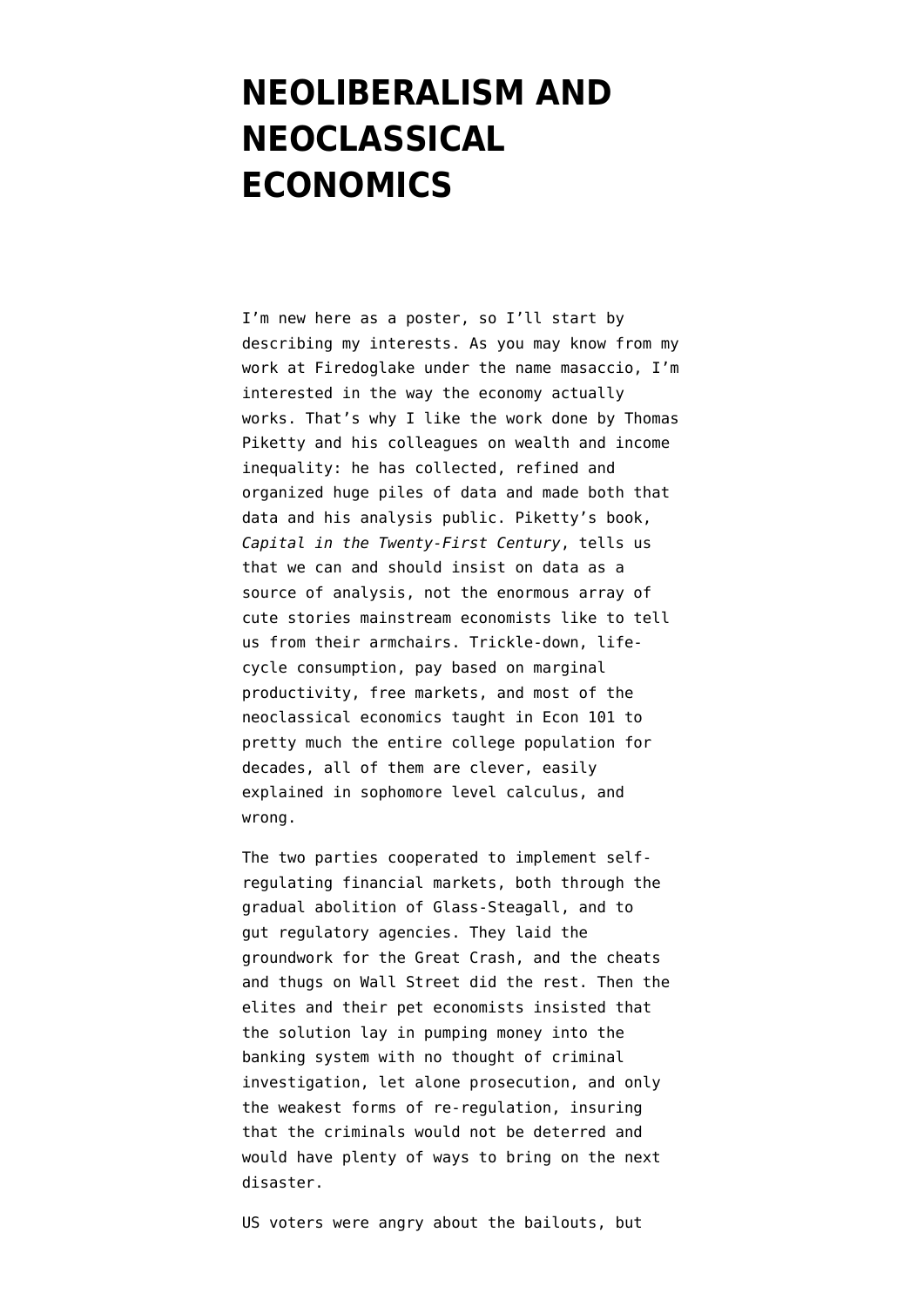# NEOLIBERALISM AND NEOCLASSICAL ECONOMICS

I'm new here as a poster, so I'll start by describing my interests. As you may know from my work at Firedoglake under the name masaccio, I'm interested in the way the economy actually works. That's why I like the work done by Thomas Piketty and his colleagues on wealth and income inequality: he has collected, refined and organized huge piles of data and made both that data and his analysis public. Piketty's book, *Capital in the Twenty-First Century*, tells us that we can and should insist on data as a source of analysis, not the enormous array of cute stories mainstream economists like to tell us from their armchairs. Trickle-down, life-cycle consumption, pay based on marginal productivity, free markets, and most of the neoclassical economics taught in Econ 101 to pretty much the entire college population for decades, all of them are clever, easily explained in sophomore level calculus, and wrong.

The two parties cooperated to implement self-regulating financial markets, both through the gradual abolition of Glass-Steagall, and to gut regulatory agencies. They laid the groundwork for the Great Crash, and the cheats and thugs on Wall Street did the rest. Then the elites and their pet economists insisted that the solution lay in pumping money into the banking system with no thought of criminal investigation, let alone prosecution, and only the weakest forms of re-regulation, insuring that the criminals would not be deterred and would have plenty of ways to bring on the next disaster.

US voters were angry about the bailouts, but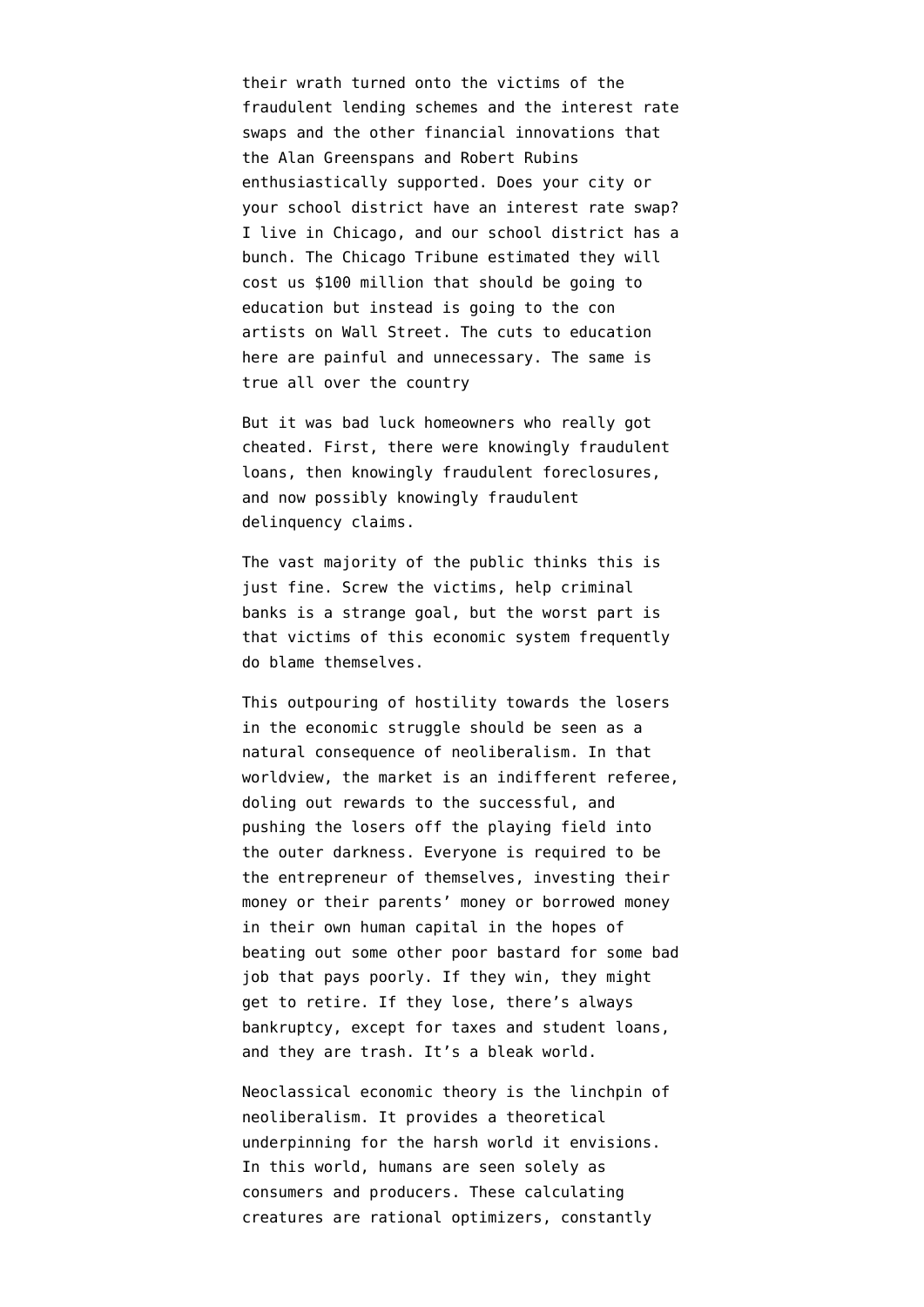their wrath turned onto the victims of the fraudulent lending schemes and the interest rate swaps and the other financial innovations that the Alan Greenspans and Robert Rubins enthusiastically supported. Does your city or your school district have an interest rate swap? I live in Chicago, and our school district has a bunch. The Chicago Tribune estimated they will cost us $100 million that should be going to education but instead is going to the con artists on Wall Street. The cuts to education here are painful and unnecessary. The same is true all over the country

But it was bad luck homeowners who really got cheated. First, there were knowingly fraudulent loans, then knowingly fraudulent foreclosures, and now possibly knowingly fraudulent delinquency claims.

The vast majority of the public thinks this is just fine. Screw the victims, help criminal banks is a strange goal, but the worst part is that victims of this economic system frequently do blame themselves.

This outpouring of hostility towards the losers in the economic struggle should be seen as a natural consequence of neoliberalism. In that worldview, the market is an indifferent referee, doling out rewards to the successful, and pushing the losers off the playing field into the outer darkness. Everyone is required to be the entrepreneur of themselves, investing their money or their parents' money or borrowed money in their own human capital in the hopes of beating out some other poor bastard for some bad job that pays poorly. If they win, they might get to retire. If they lose, there's always bankruptcy, except for taxes and student loans, and they are trash. It's a bleak world.

Neoclassical economic theory is the linchpin of neoliberalism. It provides a theoretical underpinning for the harsh world it envisions. In this world, humans are seen solely as consumers and producers. These calculating creatures are rational optimizers, constantly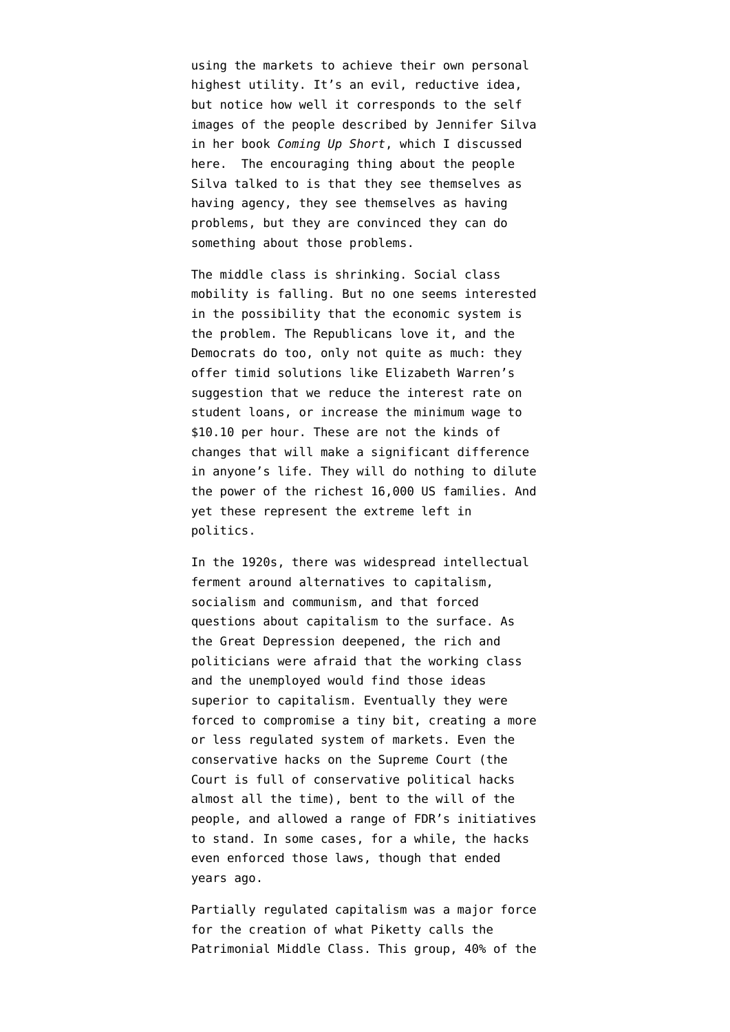using the markets to achieve their own personal highest utility. It's an evil, reductive idea, but notice how well it corresponds to the self images of the people described by Jennifer Silva in her book *Coming Up Short*, which I discussed here. The encouraging thing about the people Silva talked to is that they see themselves as having agency, they see themselves as having problems, but they are convinced they can do something about those problems.

The middle class is shrinking. Social class mobility is falling. But no one seems interested in the possibility that the economic system is the problem. The Republicans love it, and the Democrats do too, only not quite as much: they offer timid solutions like Elizabeth Warren's suggestion that we reduce the interest rate on student loans, or increase the minimum wage to $10.10 per hour. These are not the kinds of changes that will make a significant difference in anyone's life. They will do nothing to dilute the power of the richest 16,000 US families. And yet these represent the extreme left in politics.

In the 1920s, there was widespread intellectual ferment around alternatives to capitalism, socialism and communism, and that forced questions about capitalism to the surface. As the Great Depression deepened, the rich and politicians were afraid that the working class and the unemployed would find those ideas superior to capitalism. Eventually they were forced to compromise a tiny bit, creating a more or less regulated system of markets. Even the conservative hacks on the Supreme Court (the Court is full of conservative political hacks almost all the time), bent to the will of the people, and allowed a range of FDR's initiatives to stand. In some cases, for a while, the hacks even enforced those laws, though that ended years ago.

Partially regulated capitalism was a major force for the creation of what Piketty calls the Patrimonial Middle Class. This group, 40% of the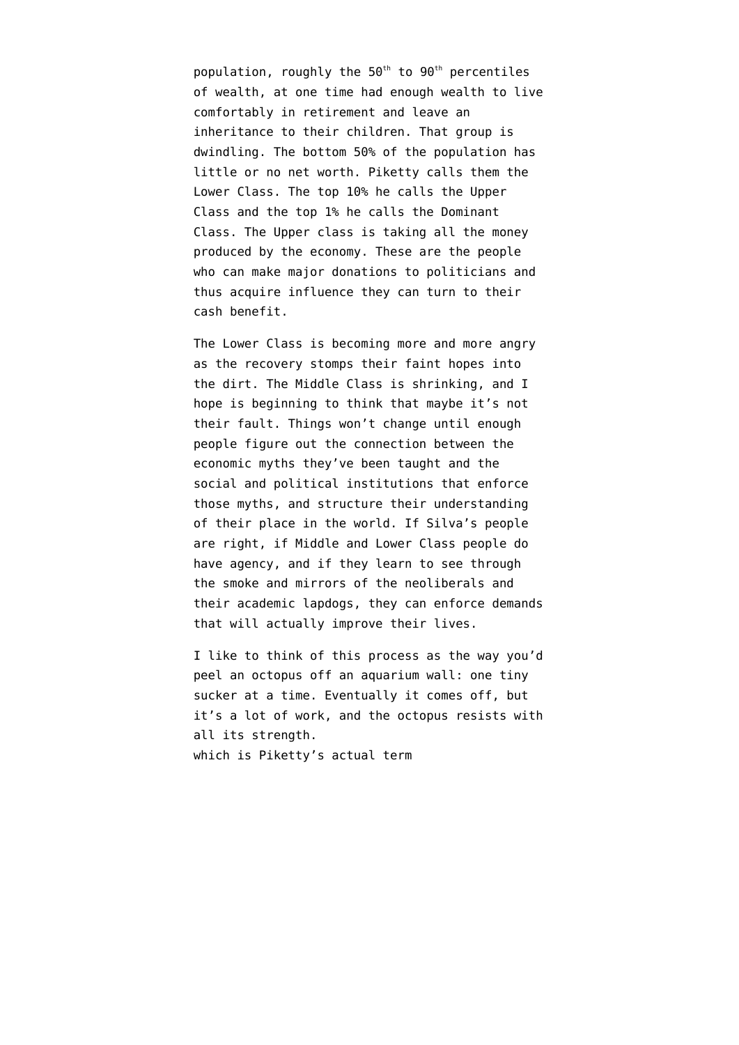population, roughly the 50th to 90th percentiles of wealth, at one time had enough wealth to live comfortably in retirement and leave an inheritance to their children. That group is dwindling. The bottom 50% of the population has little or no net worth. Piketty calls them the Lower Class. The top 10% he calls the Upper Class and the top 1% he calls the Dominant Class. The Upper class is taking all the money produced by the economy. These are the people who can make major donations to politicians and thus acquire influence they can turn to their cash benefit.

The Lower Class is becoming more and more angry as the recovery stomps their faint hopes into the dirt. The Middle Class is shrinking, and I hope is beginning to think that maybe it's not their fault. Things won't change until enough people figure out the connection between the economic myths they've been taught and the social and political institutions that enforce those myths, and structure their understanding of their place in the world. If Silva's people are right, if Middle and Lower Class people do have agency, and if they learn to see through the smoke and mirrors of the neoliberals and their academic lapdogs, they can enforce demands that will actually improve their lives.

I like to think of this process as the way you'd peel an octopus off an aquarium wall: one tiny sucker at a time. Eventually it comes off, but it's a lot of work, and the octopus resists with all its strength.

which is Piketty's actual term